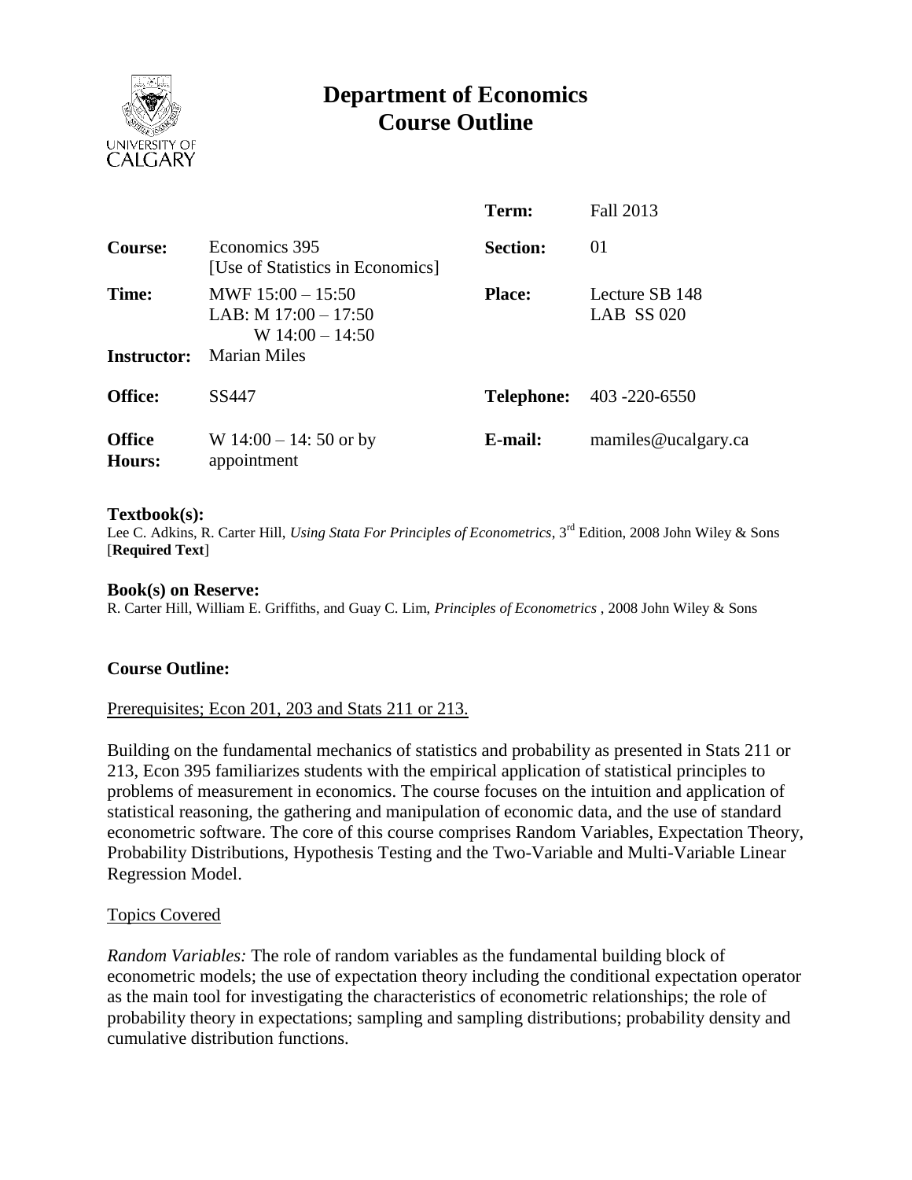# Department of Economics Course Outline

| | | | |
|---|---|---|---|
| | | **Term:** | Fall 2013 |
| **Course:** | Economics 395 [Use of Statistics in Economics] | **Section:** | 01 |
| **Time:** | MWF 15:00 – 15:50<br>LAB: M 17:00 – 17:50<br>W 14:00 – 14:50 | **Place:** | Lecture SB 148<br>LAB SS 020 |
| **Instructor:** | Marian Miles | | |
| **Office:** | SS447 | **Telephone:** | 403 -220-6550 |
| **Office Hours:** | W 14:00 – 14: 50 or by appointment | **E-mail:** | mamiles@ucalgary.ca |

**Textbook(s):**
Lee C. Adkins, R. Carter Hill, *Using Stata For Principles of Econometrics*, 3rd Edition, 2008 John Wiley & Sons [**Required Text**]

**Book(s) on Reserve:**
R. Carter Hill, William E. Griffiths, and Guay C. Lim, *Principles of Econometrics* , 2008 John Wiley & Sons

## Course Outline:

Prerequisites; Econ 201, 203 and Stats 211 or 213.

Building on the fundamental mechanics of statistics and probability as presented in Stats 211 or 213, Econ 395 familiarizes students with the empirical application of statistical principles to problems of measurement in economics. The course focuses on the intuition and application of statistical reasoning, the gathering and manipulation of economic data, and the use of standard econometric software. The core of this course comprises Random Variables, Expectation Theory, Probability Distributions, Hypothesis Testing and the Two-Variable and Multi-Variable Linear Regression Model.

Topics Covered

*Random Variables:* The role of random variables as the fundamental building block of econometric models; the use of expectation theory including the conditional expectation operator as the main tool for investigating the characteristics of econometric relationships; the role of probability theory in expectations; sampling and sampling distributions; probability density and cumulative distribution functions.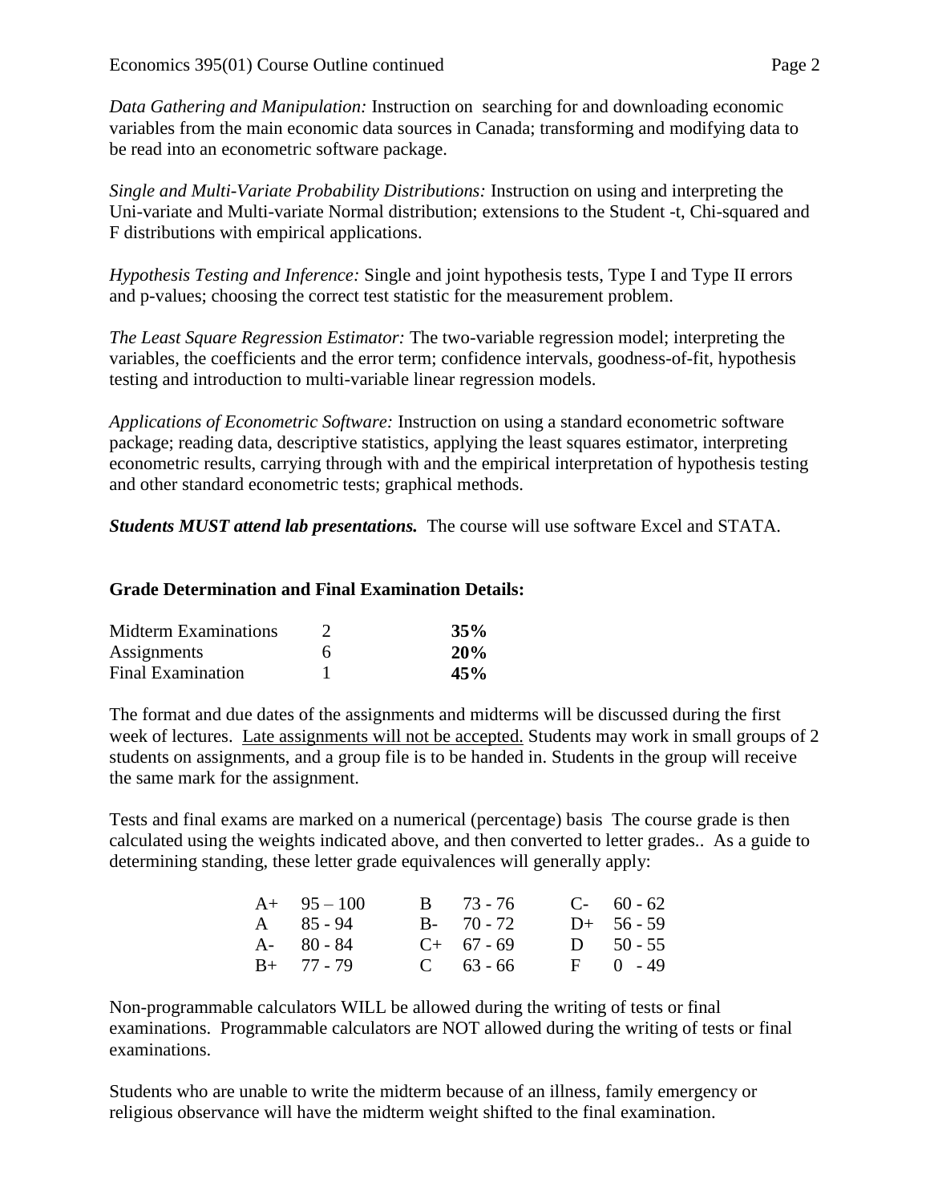*Data Gathering and Manipulation:* Instruction on searching for and downloading economic variables from the main economic data sources in Canada; transforming and modifying data to be read into an econometric software package.

*Single and Multi-Variate Probability Distributions:* Instruction on using and interpreting the Uni-variate and Multi-variate Normal distribution; extensions to the Student -t, Chi-squared and F distributions with empirical applications.

*Hypothesis Testing and Inference:* Single and joint hypothesis tests, Type I and Type II errors and p-values; choosing the correct test statistic for the measurement problem.

*The Least Square Regression Estimator:* The two-variable regression model; interpreting the variables, the coefficients and the error term; confidence intervals, goodness-of-fit, hypothesis testing and introduction to multi-variable linear regression models.

*Applications of Econometric Software:* Instruction on using a standard econometric software package; reading data, descriptive statistics, applying the least squares estimator, interpreting econometric results, carrying through with and the empirical interpretation of hypothesis testing and other standard econometric tests; graphical methods.

***Students MUST attend lab presentations.*** The course will use software Excel and STATA.

**Grade Determination and Final Examination Details:**

| | | |
|---|---|---|
| Midterm Examinations | 2 | **35%** |
| Assignments | 6 | **20%** |
| Final Examination | 1 | **45%** |

The format and due dates of the assignments and midterms will be discussed during the first week of lectures. <u>Late assignments will not be accepted.</u> Students may work in small groups of 2 students on assignments, and a group file is to be handed in. Students in the group will receive the same mark for the assignment.

Tests and final exams are marked on a numerical (percentage) basis The course grade is then calculated using the weights indicated above, and then converted to letter grades.. As a guide to determining standing, these letter grade equivalences will generally apply:

| | | | | | |
|---|---|---|---|---|---|
| A+ | 95 – 100 | B | 73 - 76 | C- | 60 - 62 |
| A | 85 - 94 | B- | 70 - 72 | D+ | 56 - 59 |
| A- | 80 - 84 | C+ | 67 - 69 | D | 50 - 55 |
| B+ | 77 - 79 | C | 63 - 66 | F | 0 - 49 |

Non-programmable calculators WILL be allowed during the writing of tests or final examinations. Programmable calculators are NOT allowed during the writing of tests or final examinations.

Students who are unable to write the midterm because of an illness, family emergency or religious observance will have the midterm weight shifted to the final examination.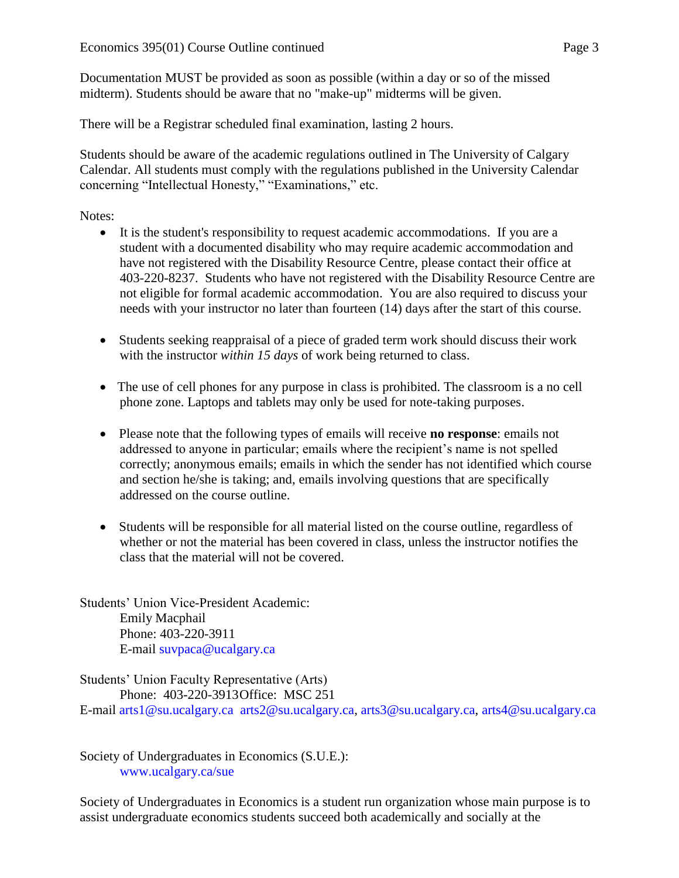Documentation MUST be provided as soon as possible (within a day or so of the missed midterm). Students should be aware that no "make-up" midterms will be given.

There will be a Registrar scheduled final examination, lasting 2 hours.

Students should be aware of the academic regulations outlined in The University of Calgary Calendar. All students must comply with the regulations published in the University Calendar concerning "Intellectual Honesty," "Examinations," etc.

Notes:

- It is the student's responsibility to request academic accommodations. If you are a student with a documented disability who may require academic accommodation and have not registered with the Disability Resource Centre, please contact their office at 403-220-8237. Students who have not registered with the Disability Resource Centre are not eligible for formal academic accommodation. You are also required to discuss your needs with your instructor no later than fourteen (14) days after the start of this course.

- Students seeking reappraisal of a piece of graded term work should discuss their work with the instructor *within 15 days* of work being returned to class.

- The use of cell phones for any purpose in class is prohibited. The classroom is a no cell phone zone. Laptops and tablets may only be used for note-taking purposes.

- Please note that the following types of emails will receive **no response**: emails not addressed to anyone in particular; emails where the recipient's name is not spelled correctly; anonymous emails; emails in which the sender has not identified which course and section he/she is taking; and, emails involving questions that are specifically addressed on the course outline.

- Students will be responsible for all material listed on the course outline, regardless of whether or not the material has been covered in class, unless the instructor notifies the class that the material will not be covered.

Students' Union Vice-President Academic:
Emily Macphail
Phone: 403-220-3911
E-mail suvpaca@ucalgary.ca

Students' Union Faculty Representative (Arts)
Phone: 403-220-3913Office: MSC 251
E-mail arts1@su.ucalgary.ca arts2@su.ucalgary.ca, arts3@su.ucalgary.ca, arts4@su.ucalgary.ca

Society of Undergraduates in Economics (S.U.E.):
www.ucalgary.ca/sue

Society of Undergraduates in Economics is a student run organization whose main purpose is to assist undergraduate economics students succeed both academically and socially at the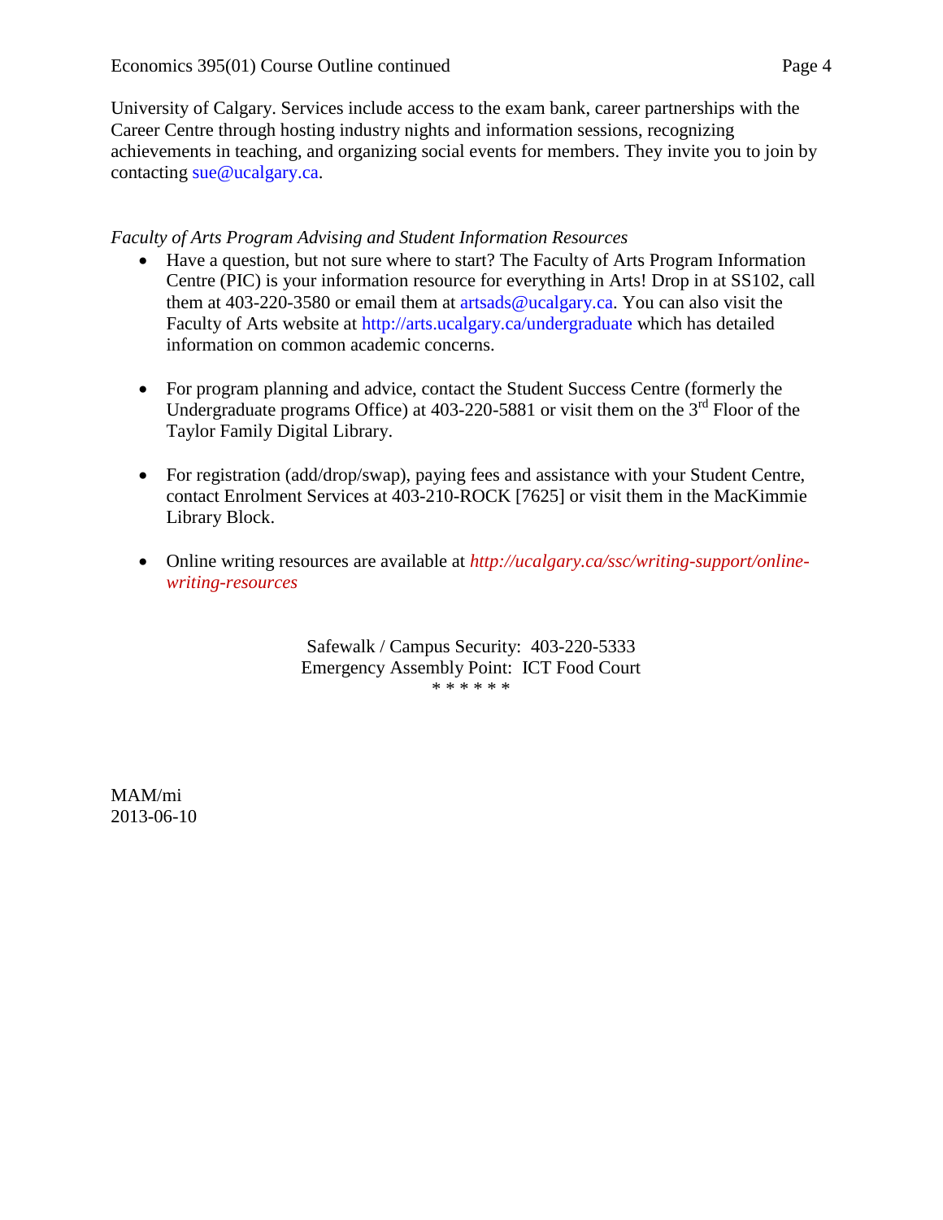University of Calgary. Services include access to the exam bank, career partnerships with the Career Centre through hosting industry nights and information sessions, recognizing achievements in teaching, and organizing social events for members. They invite you to join by contacting sue@ucalgary.ca.

*Faculty of Arts Program Advising and Student Information Resources*

- Have a question, but not sure where to start? The Faculty of Arts Program Information Centre (PIC) is your information resource for everything in Arts! Drop in at SS102, call them at 403-220-3580 or email them at artsads@ucalgary.ca. You can also visit the Faculty of Arts website at http://arts.ucalgary.ca/undergraduate which has detailed information on common academic concerns.

- For program planning and advice, contact the Student Success Centre (formerly the Undergraduate programs Office) at 403-220-5881 or visit them on the 3rd Floor of the Taylor Family Digital Library.

- For registration (add/drop/swap), paying fees and assistance with your Student Centre, contact Enrolment Services at 403-210-ROCK [7625] or visit them in the MacKimmie Library Block.

- Online writing resources are available at *http://ucalgary.ca/ssc/writing-support/online-writing-resources*

Safewalk / Campus Security: 403-220-5333
Emergency Assembly Point: ICT Food Court
* * * * * *

MAM/mi
2013-06-10